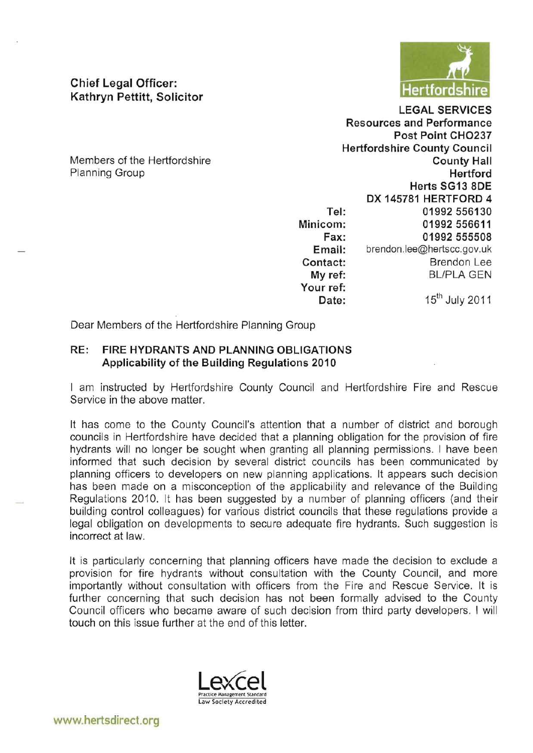**Chief Legal Officer:**
**Kathryn Pettitt, Solicitor**

Hertfordshire

**LEGAL SERVICES**
**Resources and Performance**
**Post Point CHO237**
**Hertfordshire County Council**
**County Hall**
**Hertford**
**Herts SG13 8DE**
**DX 145781 HERTFORD 4**

Members of the Hertfordshire
Planning Group

| | |
|---|---|
| **Tel:** | **01992 556130** |
| **Minicom:** | **01992 556611** |
| **Fax:** | **01992 555508** |
| **Email:** | brendon.lee@hertscc.gov.uk |
| **Contact:** | Brendon Lee |
| **My ref:** | BL/PLA GEN |
| **Your ref:** | |
| **Date:** | 15th July 2011 |

Dear Members of the Hertfordshire Planning Group

**RE: FIRE HYDRANTS AND PLANNING OBLIGATIONS**
**Applicability of the Building Regulations 2010**

I am instructed by Hertfordshire County Council and Hertfordshire Fire and Rescue Service in the above matter.

It has come to the County Council's attention that a number of district and borough councils in Hertfordshire have decided that a planning obligation for the provision of fire hydrants will no longer be sought when granting all planning permissions. I have been informed that such decision by several district councils has been communicated by planning officers to developers on new planning applications. It appears such decision has been made on a misconception of the applicability and relevance of the Building Regulations 2010. It has been suggested by a number of planning officers (and their building control colleagues) for various district councils that these regulations provide a legal obligation on developments to secure adequate fire hydrants. Such suggestion is incorrect at law.

It is particularly concerning that planning officers have made the decision to exclude a provision for fire hydrants without consultation with the County Council, and more importantly without consultation with officers from the Fire and Rescue Service. It is further concerning that such decision has not been formally advised to the County Council officers who became aware of such decision from third party developers. I will touch on this issue further at the end of this letter.

Lexcel
Practice Management Standard
Law Society Accredited

www.hertsdirect.org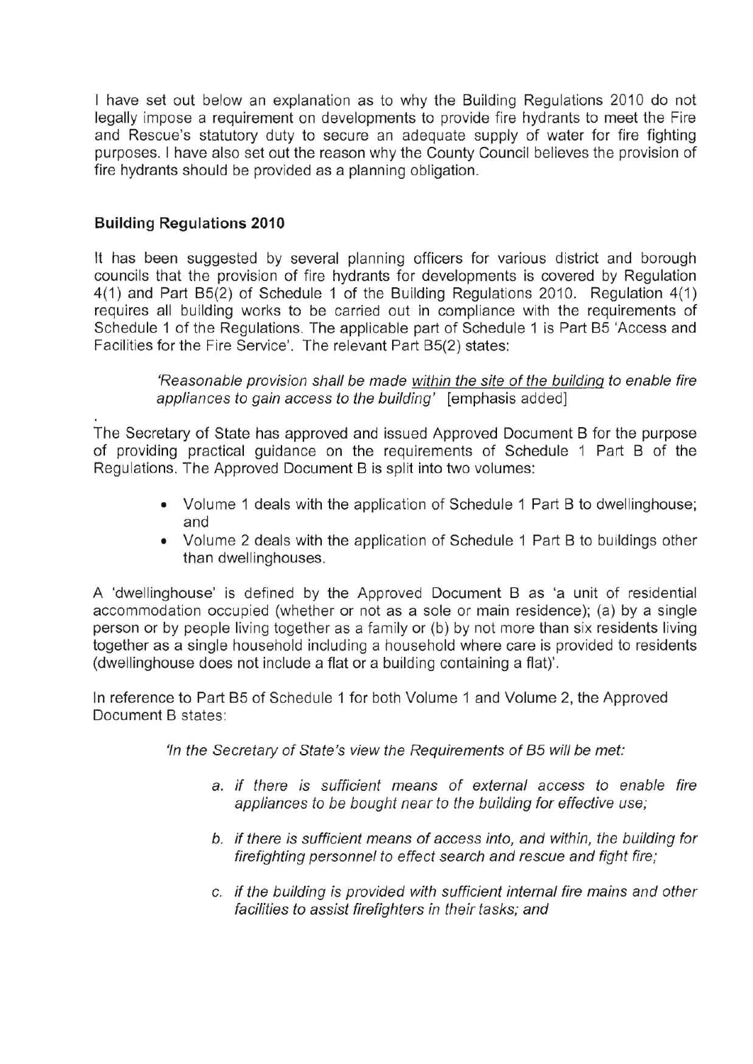I have set out below an explanation as to why the Building Regulations 2010 do not legally impose a requirement on developments to provide fire hydrants to meet the Fire and Rescue's statutory duty to secure an adequate supply of water for fire fighting purposes. I have also set out the reason why the County Council believes the provision of fire hydrants should be provided as a planning obligation.

**Building Regulations 2010**

It has been suggested by several planning officers for various district and borough councils that the provision of fire hydrants for developments is covered by Regulation 4(1) and Part B5(2) of Schedule 1 of the Building Regulations 2010. Regulation 4(1) requires all building works to be carried out in compliance with the requirements of Schedule 1 of the Regulations. The applicable part of Schedule 1 is Part B5 'Access and Facilities for the Fire Service'. The relevant Part B5(2) states:

> *'Reasonable provision shall be made <u>within the site of the building</u> to enable fire appliances to gain access to the building'* [emphasis added]

The Secretary of State has approved and issued Approved Document B for the purpose of providing practical guidance on the requirements of Schedule 1 Part B of the Regulations. The Approved Document B is split into two volumes:

- Volume 1 deals with the application of Schedule 1 Part B to dwellinghouse; and
- Volume 2 deals with the application of Schedule 1 Part B to buildings other than dwellinghouses.

A 'dwellinghouse' is defined by the Approved Document B as 'a unit of residential accommodation occupied (whether or not as a sole or main residence); (a) by a single person or by people living together as a family or (b) by not more than six residents living together as a single household including a household where care is provided to residents (dwellinghouse does not include a flat or a building containing a flat)'.

In reference to Part B5 of Schedule 1 for both Volume 1 and Volume 2, the Approved Document B states:

> *'In the Secretary of State's view the Requirements of B5 will be met:*
>
> *a. if there is sufficient means of external access to enable fire appliances to be bought near to the building for effective use;*
>
> *b. if there is sufficient means of access into, and within, the building for firefighting personnel to effect search and rescue and fight fire;*
>
> *c. if the building is provided with sufficient internal fire mains and other facilities to assist firefighters in their tasks; and*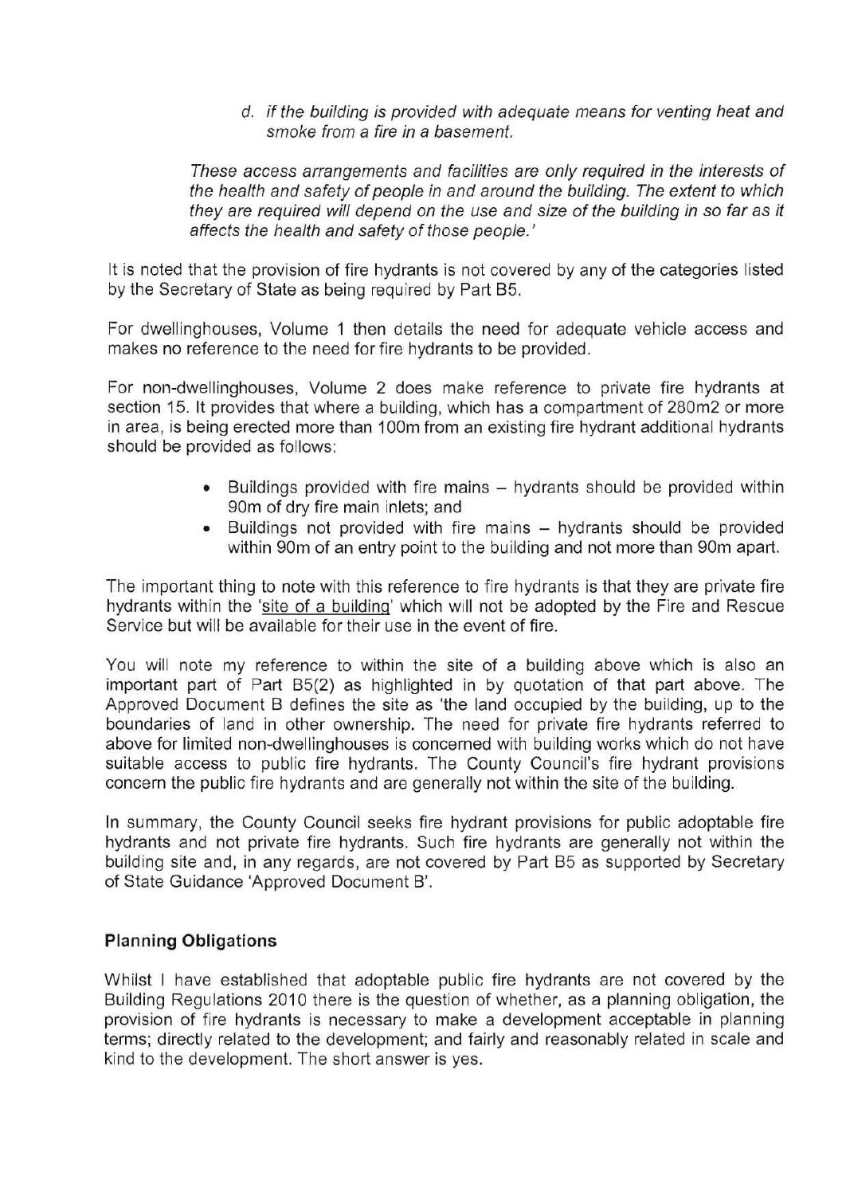> d. *if the building is provided with adequate means for venting heat and smoke from a fire in a basement.*
>
> *These access arrangements and facilities are only required in the interests of the health and safety of people in and around the building. The extent to which they are required will depend on the use and size of the building in so far as it affects the health and safety of those people.'*

It is noted that the provision of fire hydrants is not covered by any of the categories listed by the Secretary of State as being required by Part B5.

For dwellinghouses, Volume 1 then details the need for adequate vehicle access and makes no reference to the need for fire hydrants to be provided.

For non-dwellinghouses, Volume 2 does make reference to private fire hydrants at section 15. It provides that where a building, which has a compartment of 280m2 or more in area, is being erected more than 100m from an existing fire hydrant additional hydrants should be provided as follows:

- Buildings provided with fire mains – hydrants should be provided within 90m of dry fire main inlets; and
- Buildings not provided with fire mains – hydrants should be provided within 90m of an entry point to the building and not more than 90m apart.

The important thing to note with this reference to fire hydrants is that they are private fire hydrants within the 'site of a building' which will not be adopted by the Fire and Rescue Service but will be available for their use in the event of fire.

You will note my reference to within the site of a building above which is also an important part of Part B5(2) as highlighted in by quotation of that part above. The Approved Document B defines the site as 'the land occupied by the building, up to the boundaries of land in other ownership. The need for private fire hydrants referred to above for limited non-dwellinghouses is concerned with building works which do not have suitable access to public fire hydrants. The County Council's fire hydrant provisions concern the public fire hydrants and are generally not within the site of the building.

In summary, the County Council seeks fire hydrant provisions for public adoptable fire hydrants and not private fire hydrants. Such fire hydrants are generally not within the building site and, in any regards, are not covered by Part B5 as supported by Secretary of State Guidance 'Approved Document B'.

## Planning Obligations

Whilst I have established that adoptable public fire hydrants are not covered by the Building Regulations 2010 there is the question of whether, as a planning obligation, the provision of fire hydrants is necessary to make a development acceptable in planning terms; directly related to the development; and fairly and reasonably related in scale and kind to the development. The short answer is yes.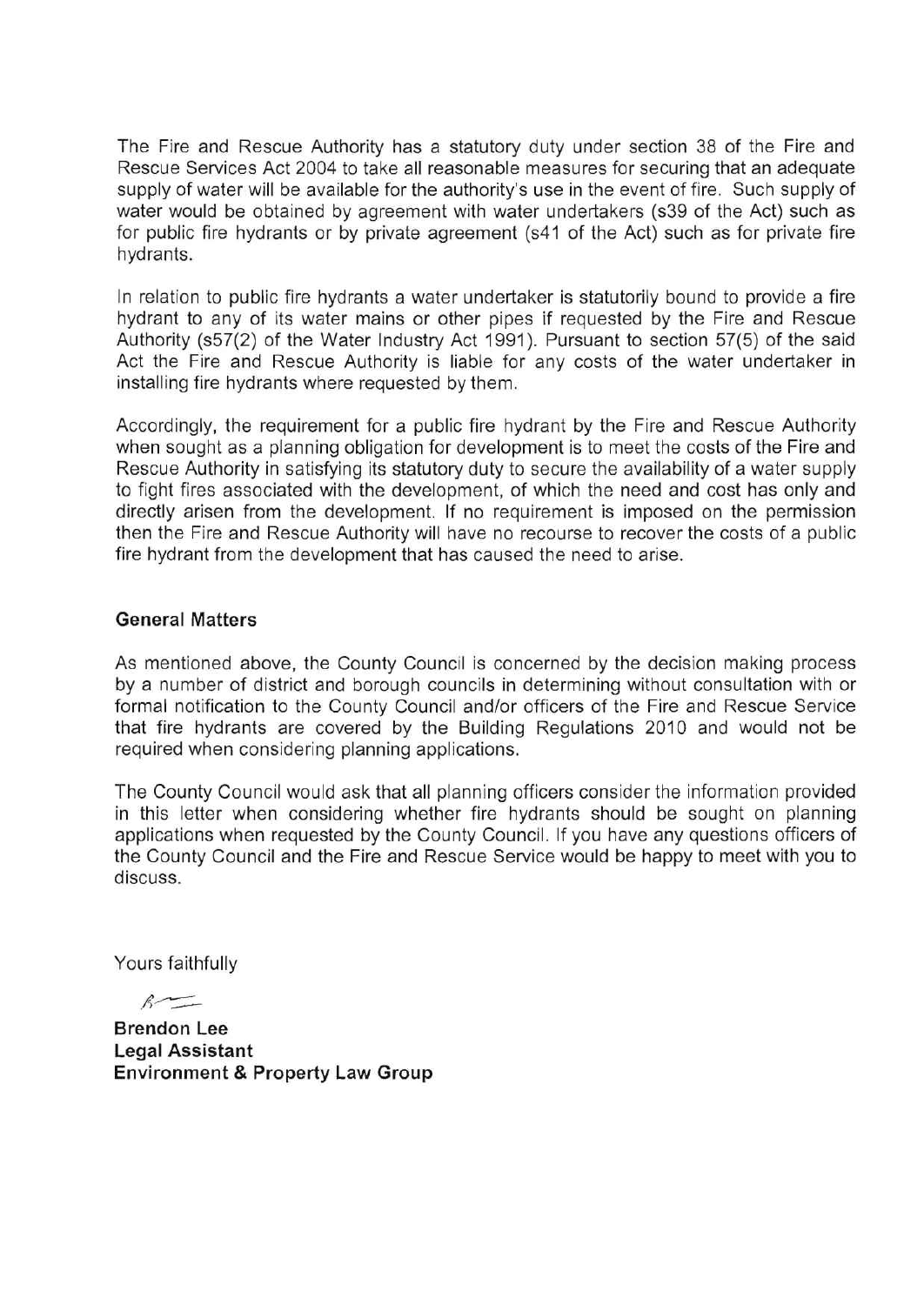The Fire and Rescue Authority has a statutory duty under section 38 of the Fire and Rescue Services Act 2004 to take all reasonable measures for securing that an adequate supply of water will be available for the authority's use in the event of fire. Such supply of water would be obtained by agreement with water undertakers (s39 of the Act) such as for public fire hydrants or by private agreement (s41 of the Act) such as for private fire hydrants.

In relation to public fire hydrants a water undertaker is statutorily bound to provide a fire hydrant to any of its water mains or other pipes if requested by the Fire and Rescue Authority (s57(2) of the Water Industry Act 1991). Pursuant to section 57(5) of the said Act the Fire and Rescue Authority is liable for any costs of the water undertaker in installing fire hydrants where requested by them.

Accordingly, the requirement for a public fire hydrant by the Fire and Rescue Authority when sought as a planning obligation for development is to meet the costs of the Fire and Rescue Authority in satisfying its statutory duty to secure the availability of a water supply to fight fires associated with the development, of which the need and cost has only and directly arisen from the development. If no requirement is imposed on the permission then the Fire and Rescue Authority will have no recourse to recover the costs of a public fire hydrant from the development that has caused the need to arise.

**General Matters**

As mentioned above, the County Council is concerned by the decision making process by a number of district and borough councils in determining without consultation with or formal notification to the County Council and/or officers of the Fire and Rescue Service that fire hydrants are covered by the Building Regulations 2010 and would not be required when considering planning applications.

The County Council would ask that all planning officers consider the information provided in this letter when considering whether fire hydrants should be sought on planning applications when requested by the County Council. If you have any questions officers of the County Council and the Fire and Rescue Service would be happy to meet with you to discuss.

Yours faithfully

**Brendon Lee**
**Legal Assistant**
**Environment & Property Law Group**